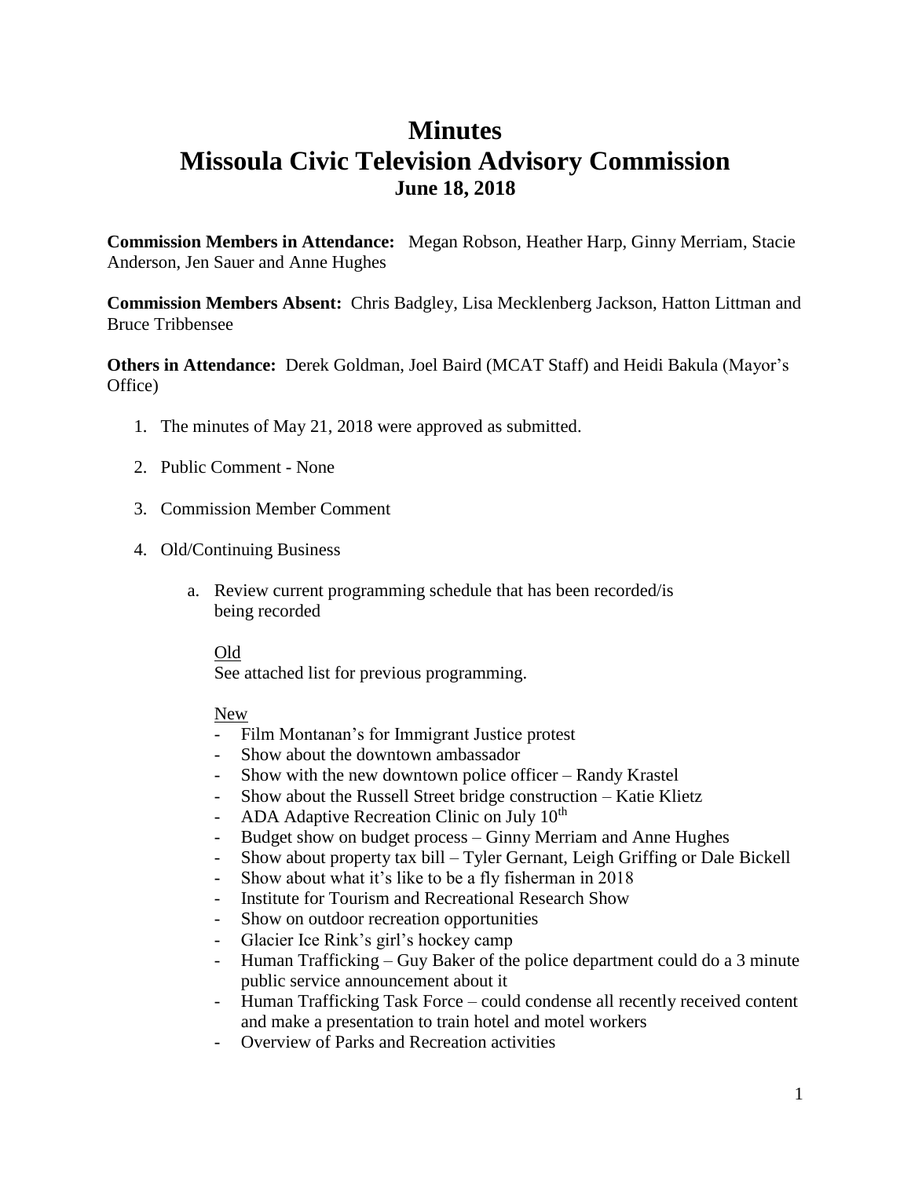# Minutes
# Missoula Civic Television Advisory Commission
### June 18, 2018

**Commission Members in Attendance:** Megan Robson, Heather Harp, Ginny Merriam, Stacie Anderson, Jen Sauer and Anne Hughes

**Commission Members Absent:** Chris Badgley, Lisa Mecklenberg Jackson, Hatton Littman and Bruce Tribbensee

**Others in Attendance:** Derek Goldman, Joel Baird (MCAT Staff) and Heidi Bakula (Mayor's Office)

1. The minutes of May 21, 2018 were approved as submitted.
2. Public Comment - None
3. Commission Member Comment
4. Old/Continuing Business
    a. Review current programming schedule that has been recorded/is being recorded

        Old

        See attached list for previous programming.

        New

        - Film Montanan's for Immigrant Justice protest
        - Show about the downtown ambassador
        - Show with the new downtown police officer – Randy Krastel
        - Show about the Russell Street bridge construction – Katie Klietz
        - ADA Adaptive Recreation Clinic on July 10th
        - Budget show on budget process – Ginny Merriam and Anne Hughes
        - Show about property tax bill – Tyler Gernant, Leigh Griffing or Dale Bickell
        - Show about what it's like to be a fly fisherman in 2018
        - Institute for Tourism and Recreational Research Show
        - Show on outdoor recreation opportunities
        - Glacier Ice Rink's girl's hockey camp
        - Human Trafficking – Guy Baker of the police department could do a 3 minute public service announcement about it
        - Human Trafficking Task Force – could condense all recently received content and make a presentation to train hotel and motel workers
        - Overview of Parks and Recreation activities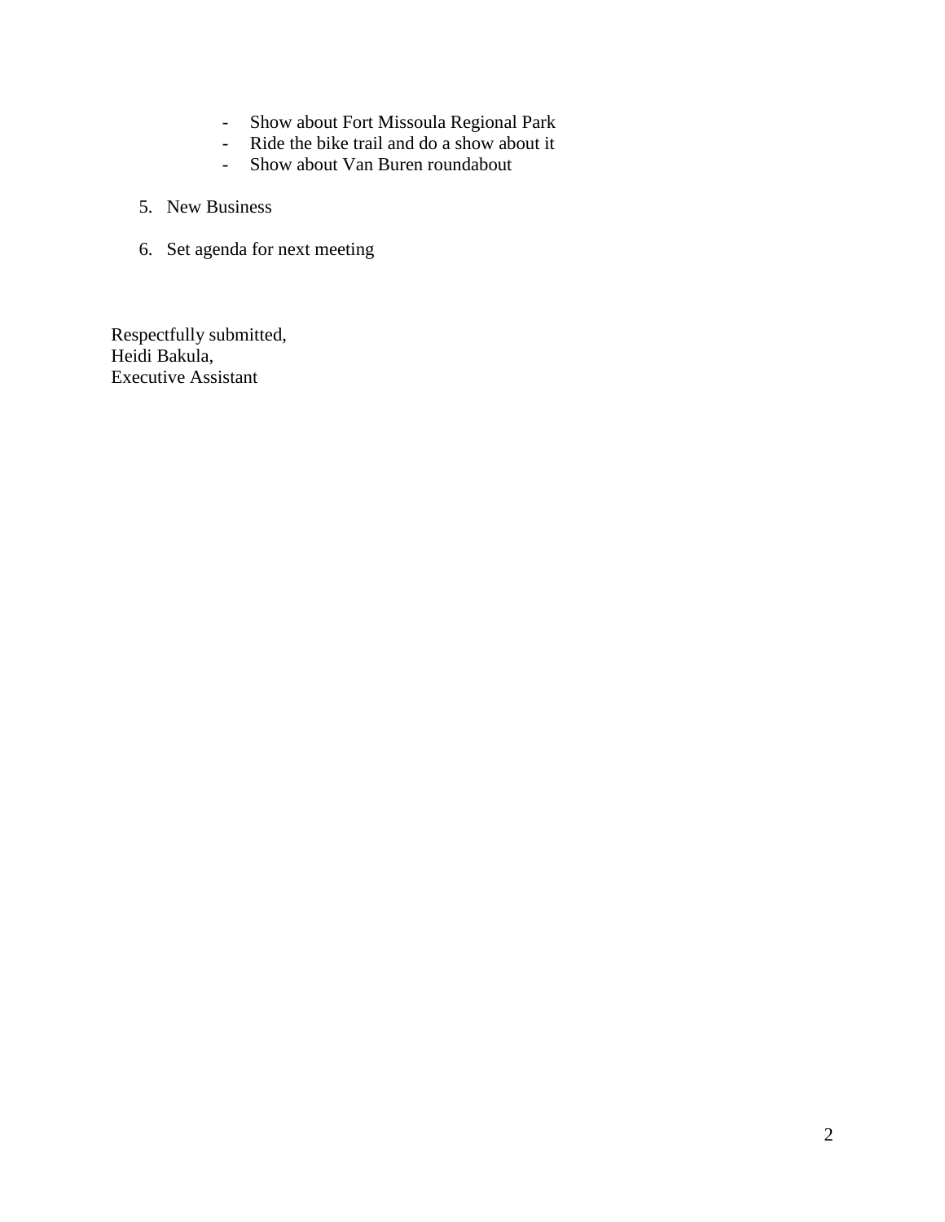- Show about Fort Missoula Regional Park
- Ride the bike trail and do a show about it
- Show about Van Buren roundabout

5. New Business

6. Set agenda for next meeting

Respectfully submitted,
Heidi Bakula,
Executive Assistant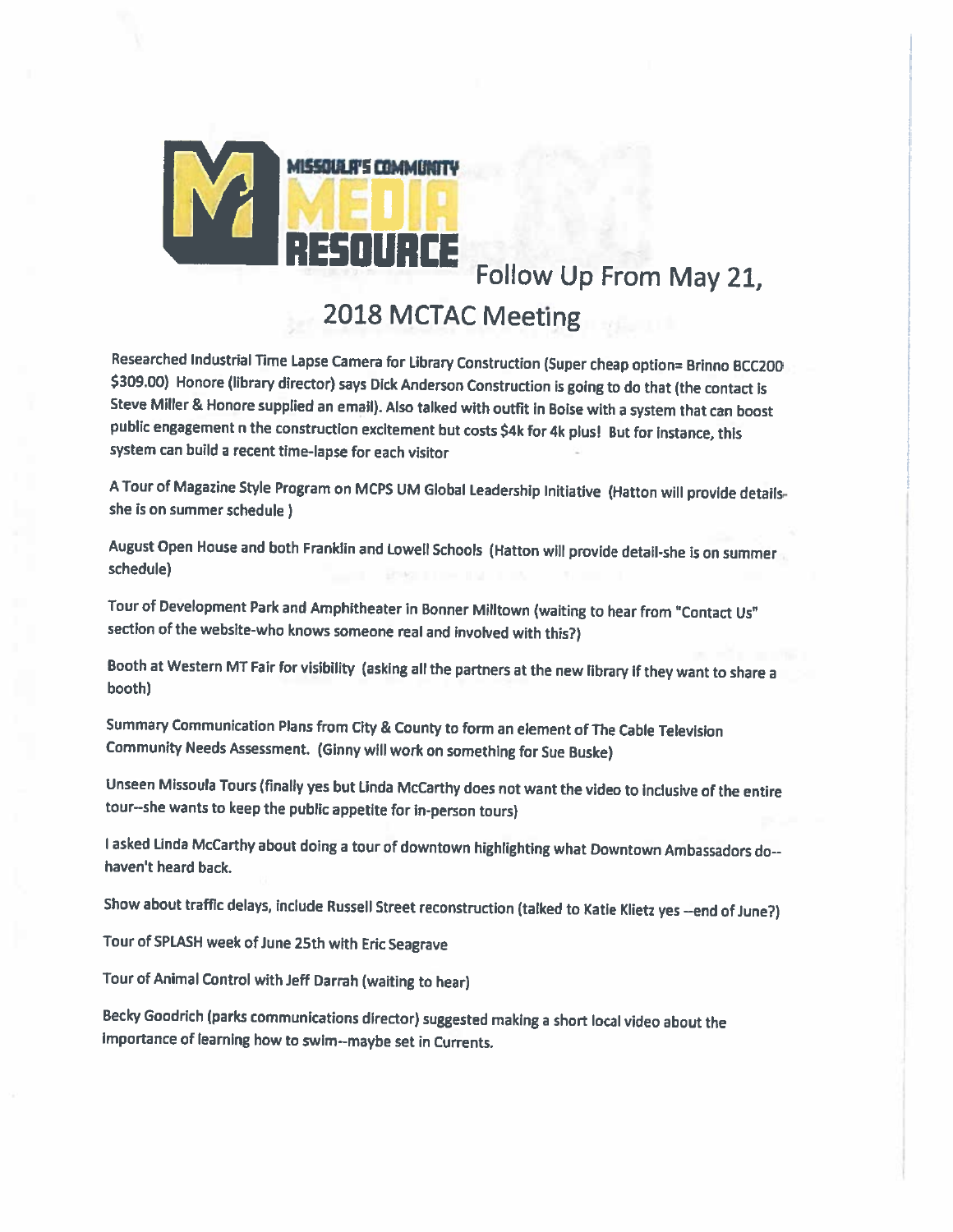MISSOULA'S COMMUNITY MEDIA RESOURCE

# Follow Up From May 21, 2018 MCTAC Meeting

Researched Industrial Time Lapse Camera for Library Construction (Super cheap option= Brinno BCC200 $309.00) Honore (library director) says Dick Anderson Construction is going to do that (the contact is Steve Miller & Honore supplied an email). Also talked with outfit in Boise with a system that can boost public engagement n the construction excitement but costs $4k for 4k plus! But for instance, this system can build a recent time-lapse for each visitor

A Tour of Magazine Style Program on MCPS UM Global Leadership Initiative (Hatton will provide details-she is on summer schedule )

August Open House and both Franklin and Lowell Schools (Hatton will provide detail-she is on summer schedule)

Tour of Development Park and Amphitheater in Bonner Milltown (waiting to hear from "Contact Us" section of the website-who knows someone real and involved with this?)

Booth at Western MT Fair for visibility (asking all the partners at the new library if they want to share a booth)

Summary Communication Plans from City & County to form an element of The Cable Television Community Needs Assessment. (Ginny will work on something for Sue Buske)

Unseen Missoula Tours (finally yes but Linda McCarthy does not want the video to inclusive of the entire tour--she wants to keep the public appetite for in-person tours)

I asked Linda McCarthy about doing a tour of downtown highlighting what Downtown Ambassadors do--haven't heard back.

Show about traffic delays, include Russell Street reconstruction (talked to Katie Klietz yes --end of June?)

Tour of SPLASH week of June 25th with Eric Seagrave

Tour of Animal Control with Jeff Darrah (waiting to hear)

Becky Goodrich (parks communications director) suggested making a short local video about the importance of learning how to swim--maybe set in Currents.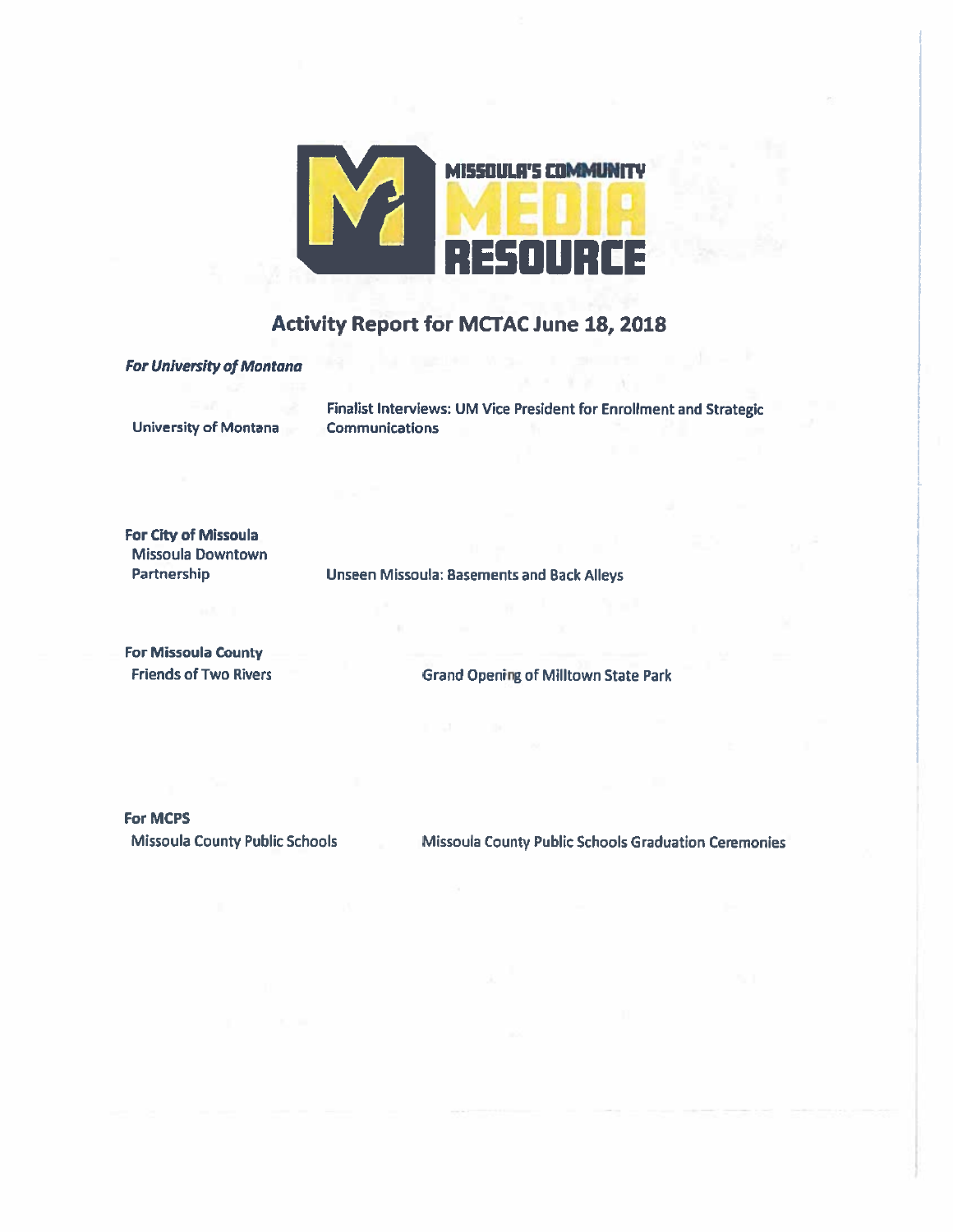MISSOULA'S COMMUNITY MEDIA RESOURCE

# Activity Report for MCTAC June 18, 2018

***For University of Montana***

| | |
|---|---|
| University of Montana | Finalist Interviews: UM Vice President for Enrollment and Strategic Communications |

**For City of Missoula**

| | |
|---|---|
| Missoula Downtown Partnership | Unseen Missoula: Basements and Back Alleys |

**For Missoula County**

| | |
|---|---|
| Friends of Two Rivers | Grand Opening of Milltown State Park |

**For MCPS**

| | |
|---|---|
| Missoula County Public Schools | Missoula County Public Schools Graduation Ceremonies |